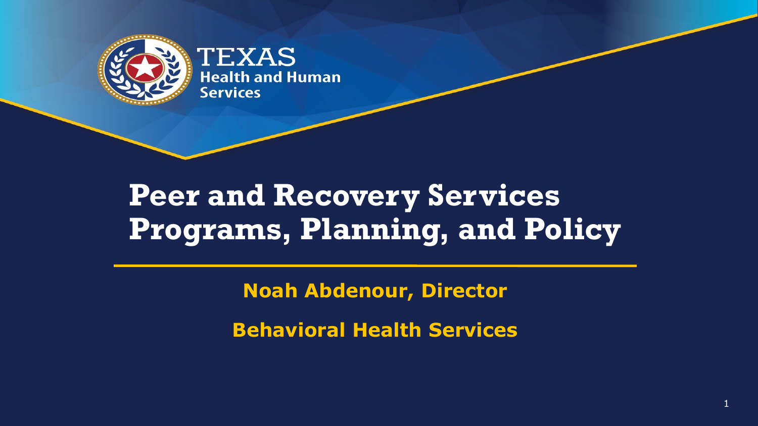TEXAS
Health and Human Services

# Peer and Recovery Services Programs, Planning, and Policy

**Noah Abdenour, Director**

**Behavioral Health Services**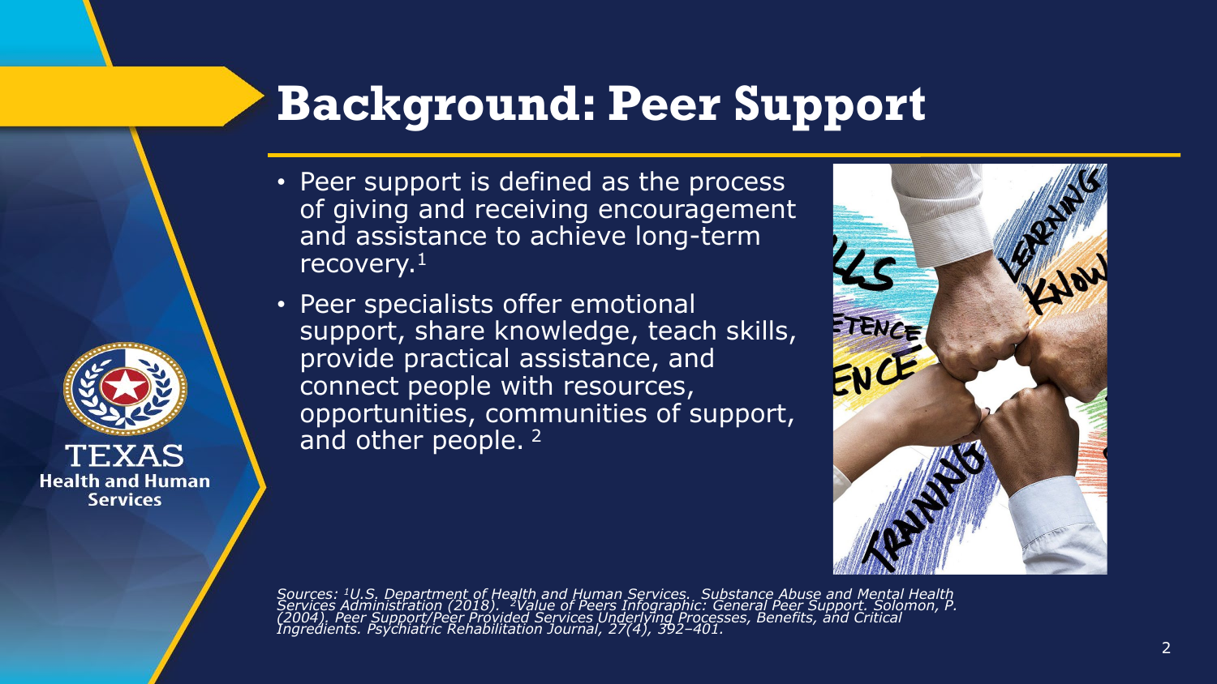# Background: Peer Support

- Peer support is defined as the process of giving and receiving encouragement and assistance to achieve long-term recovery.[1]
- Peer specialists offer emotional support, share knowledge, teach skills, provide practical assistance, and connect people with resources, opportunities, communities of support, and other people. [2]

*Sources: [1]U.S. Department of Health and Human Services. Substance Abuse and Mental Health Services Administration (2018). [2]Value of Peers Infographic: General Peer Support. Solomon, P. (2004). Peer Support/Peer Provided Services Underlying Processes, Benefits, and Critical Ingredients. Psychiatric Rehabilitation Journal, 27(4), 392–401.*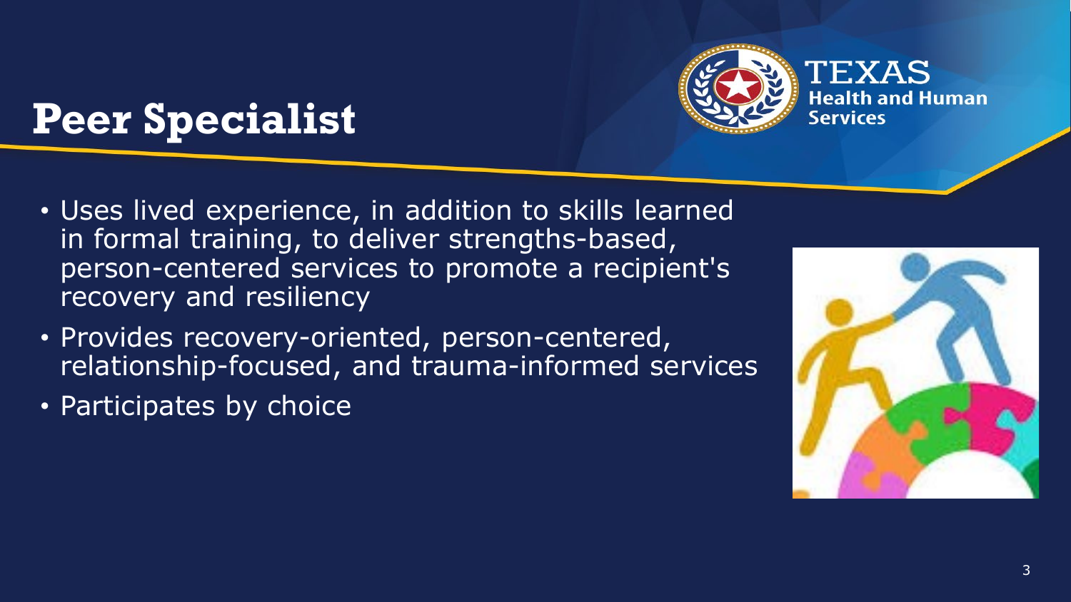# Peer Specialist

- Uses lived experience, in addition to skills learned in formal training, to deliver strengths-based, person-centered services to promote a recipient's recovery and resiliency
- Provides recovery-oriented, person-centered, relationship-focused, and trauma-informed services
- Participates by choice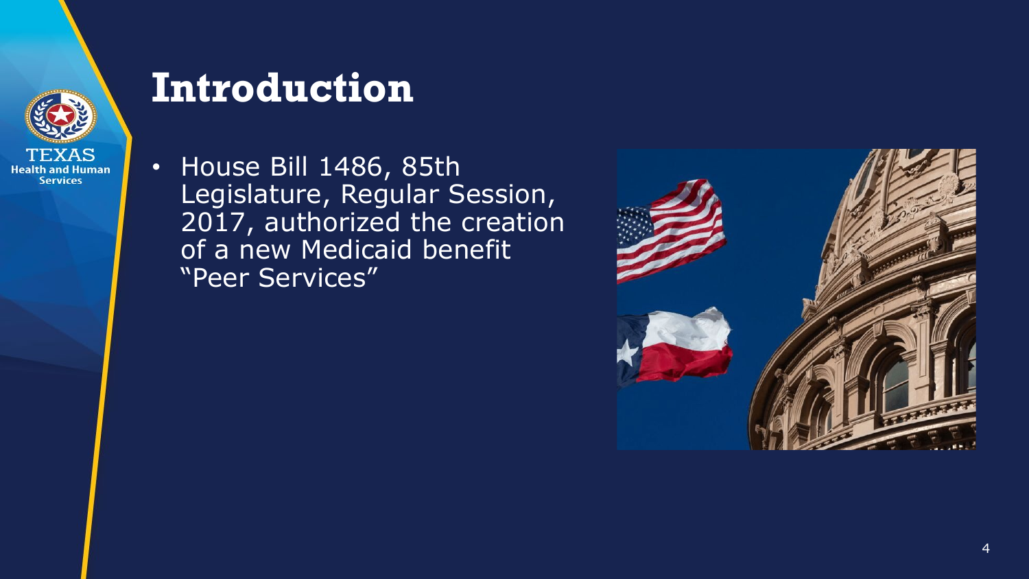# Introduction

- House Bill 1486, 85th Legislature, Regular Session, 2017, authorized the creation of a new Medicaid benefit "Peer Services"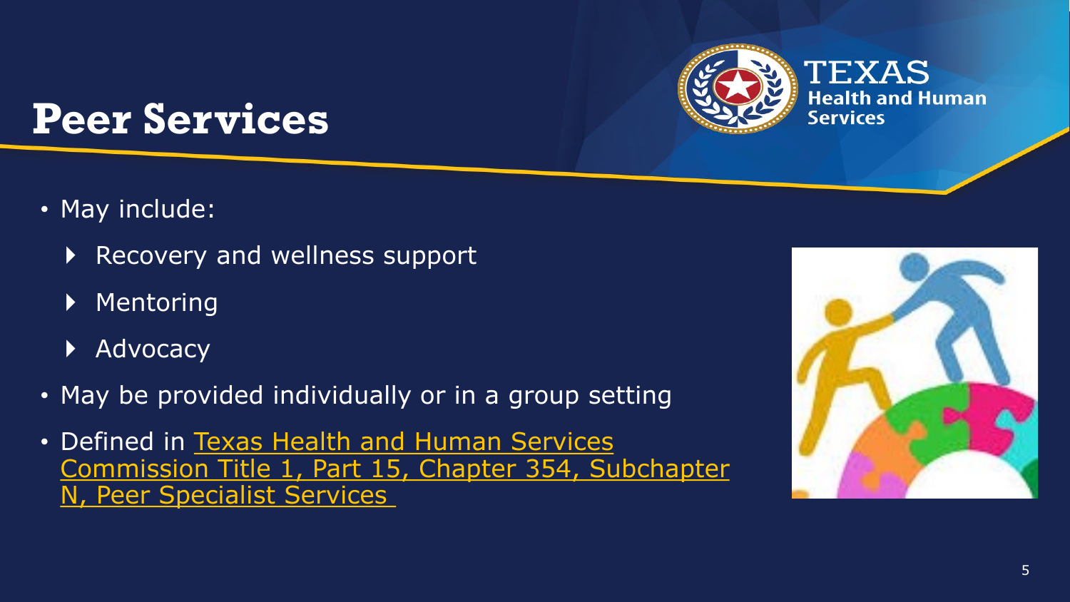# Peer Services

- May include:
  - Recovery and wellness support
  - Mentoring
  - Advocacy
- May be provided individually or in a group setting
- Defined in Texas Health and Human Services Commission Title 1, Part 15, Chapter 354, Subchapter N, Peer Specialist Services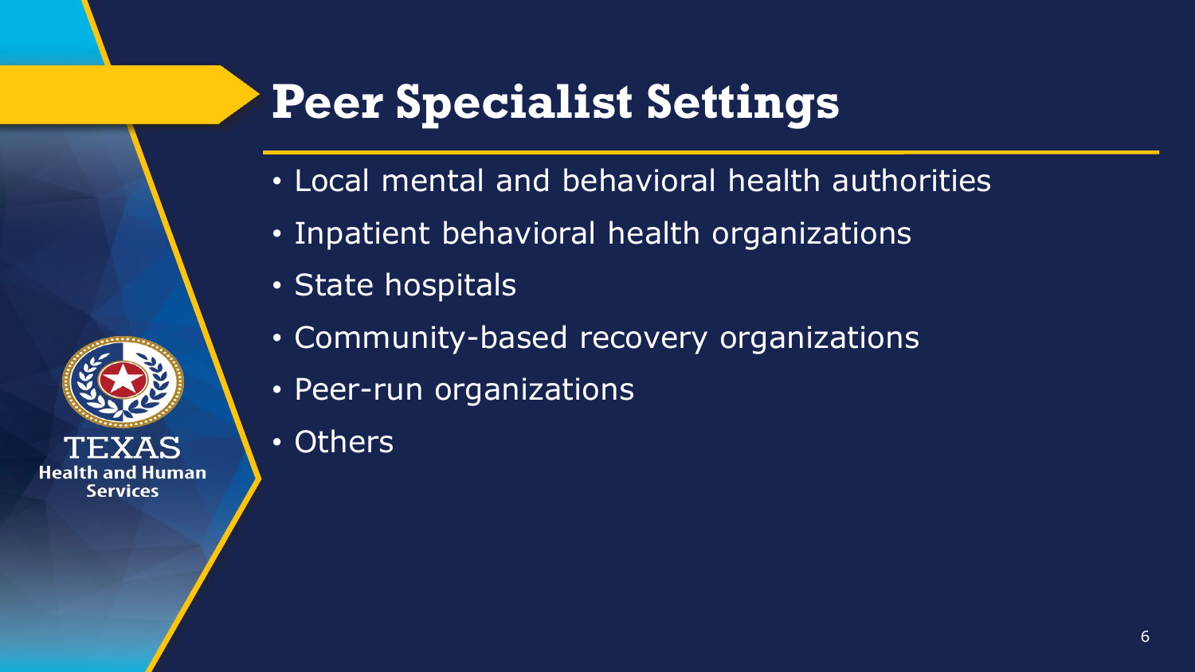# Peer Specialist Settings

- Local mental and behavioral health authorities
- Inpatient behavioral health organizations
- State hospitals
- Community-based recovery organizations
- Peer-run organizations
- Others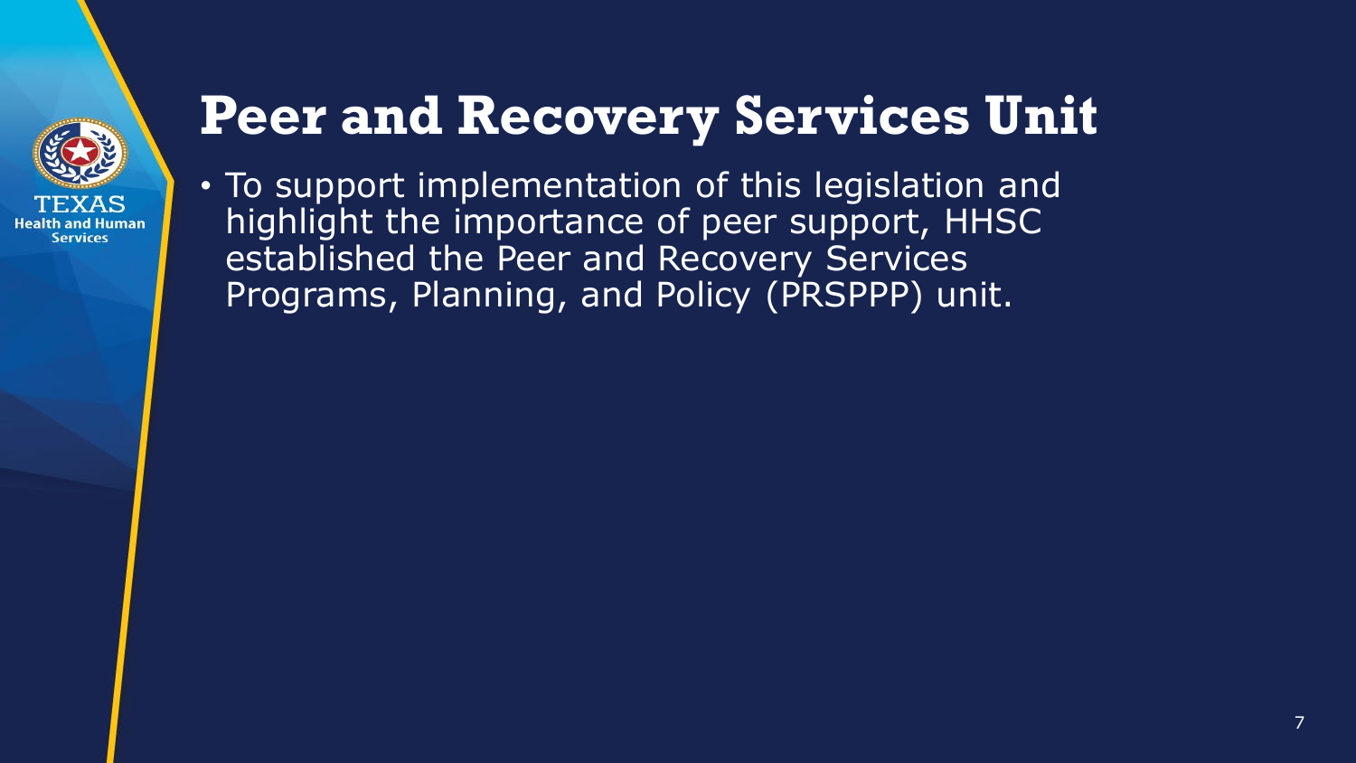# Peer and Recovery Services Unit

- To support implementation of this legislation and highlight the importance of peer support, HHSC established the Peer and Recovery Services Programs, Planning, and Policy (PRSPPP) unit.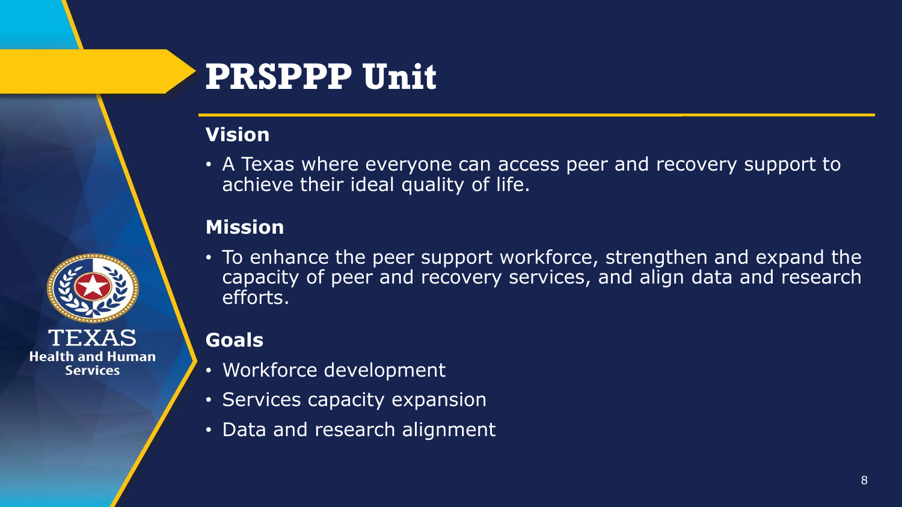# PRSPPP Unit

### Vision

- A Texas where everyone can access peer and recovery support to achieve their ideal quality of life.

### Mission

- To enhance the peer support workforce, strengthen and expand the capacity of peer and recovery services, and align data and research efforts.

### Goals

- Workforce development
- Services capacity expansion
- Data and research alignment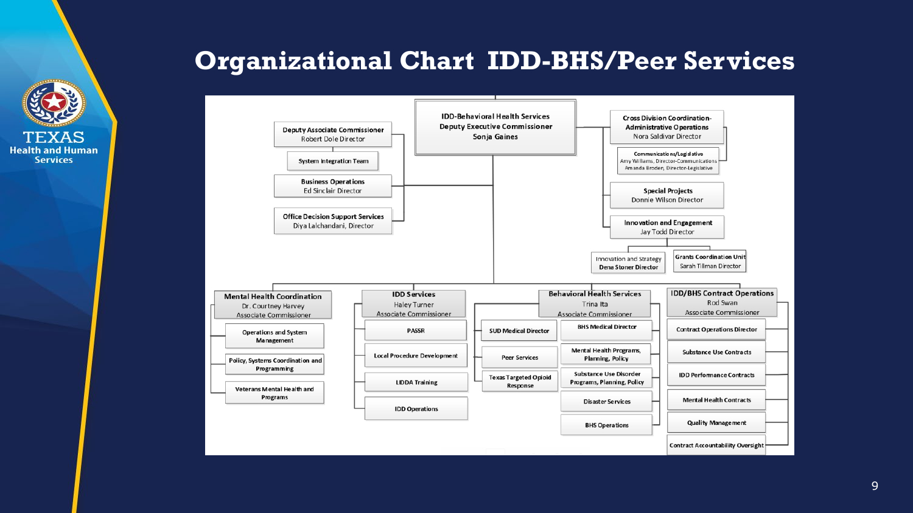# Organizational Chart IDD-BHS/Peer Services

**IDD-Behavioral Health Services Deputy Executive Commissioner**
Sonja Gaines

- **Deputy Associate Commissioner** – Robert Dole Director
  - System Integration Team
- **Business Operations** – Ed Sinclair Director
- **Office Decision Support Services** – Diya Lalchandani, Director
- **Cross Division Coordination- Administrative Operations** – Nora Saldivar Director
  - **Communications/Legislative** – Amy Williams, Director-Communications; Amanda Broden, Director-Legislative
- **Special Projects** – Donnie Wilson Director
- **Innovation and Engagement** – Jay Todd Director
  - Innovation and Strategy – Dena Stoner Director
  - Grants Coordination Unit – Sarah Tillman Director

**Mental Health Coordination** – Dr. Courtney Harvey, Associate Commissioner
- Operations and System Management
- Policy, Systems Coordination and Programming
- Veterans Mental Health and Programs

**IDD Services** – Haley Turner, Associate Commissioner
- PASRR
- Local Procedure Development
- LIDDA Training
- IDD Operations

**Behavioral Health Services** – Trina Ita, Associate Commissioner
- SUD Medical Director
- Peer Services
- Texas Targeted Opioid Response
- BHS Medical Director
- Mental Health Programs, Planning, Policy
- Substance Use Disorder Programs, Planning, Policy
- Disaster Services
- BHS Operations

**IDD/BHS Contract Operations** – Rod Swan, Associate Commissioner
- Contract Operations Director
- Substance Use Contracts
- IDD Performance Contracts
- Mental Health Contracts
- Quality Management
- Contract Accountability Oversight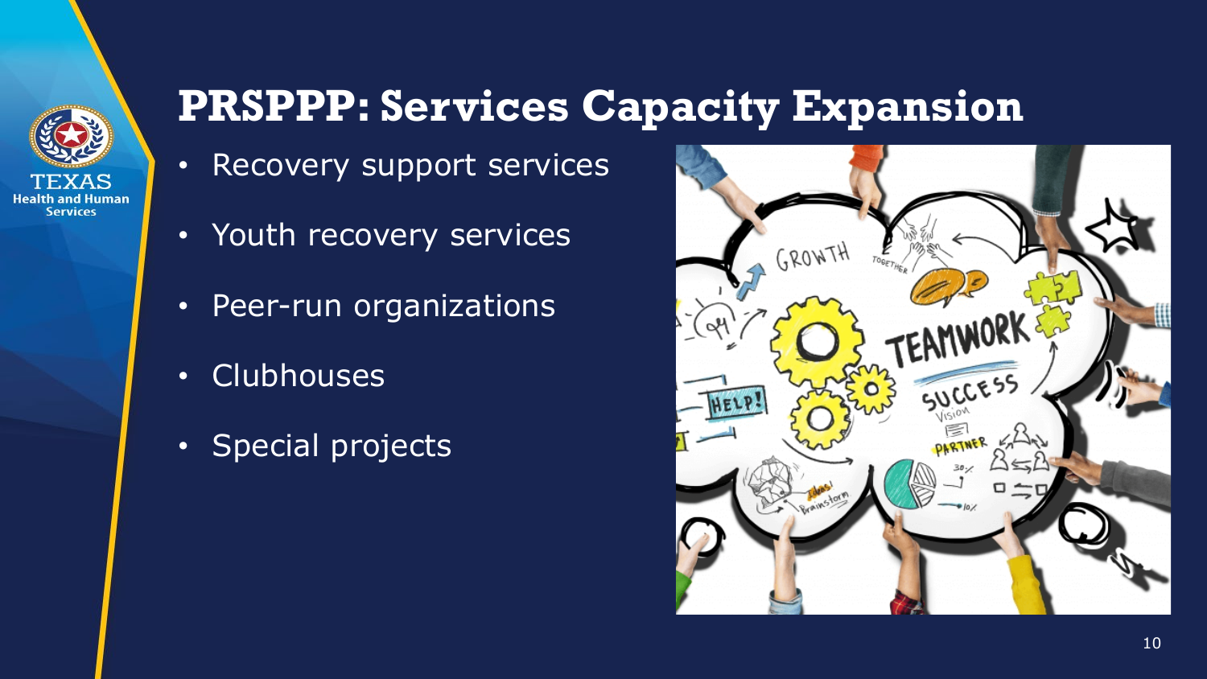# PRSPPP: Services Capacity Expansion

- Recovery support services
- Youth recovery services
- Peer-run organizations
- Clubhouses
- Special projects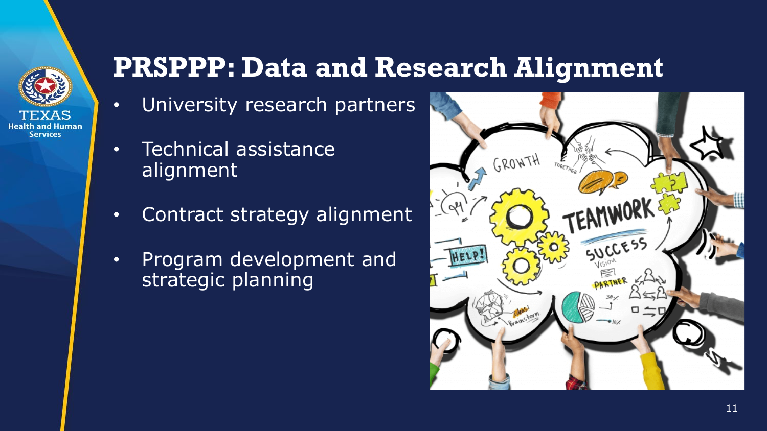# PRSPPP: Data and Research Alignment

- University research partners
- Technical assistance alignment
- Contract strategy alignment
- Program development and strategic planning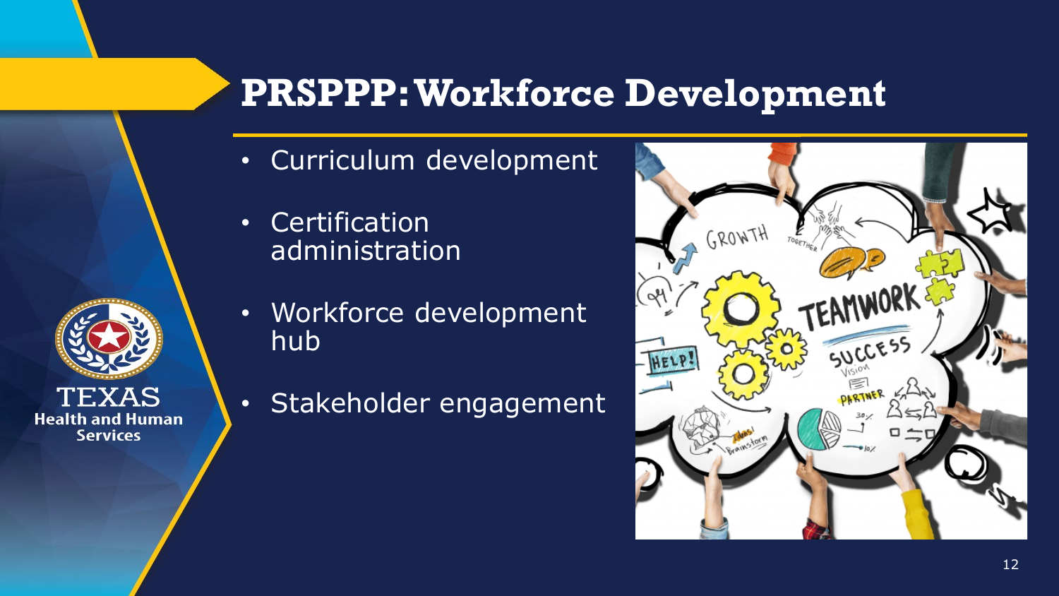# PRSPPP: Workforce Development

- Curriculum development
- Certification administration
- Workforce development hub
- Stakeholder engagement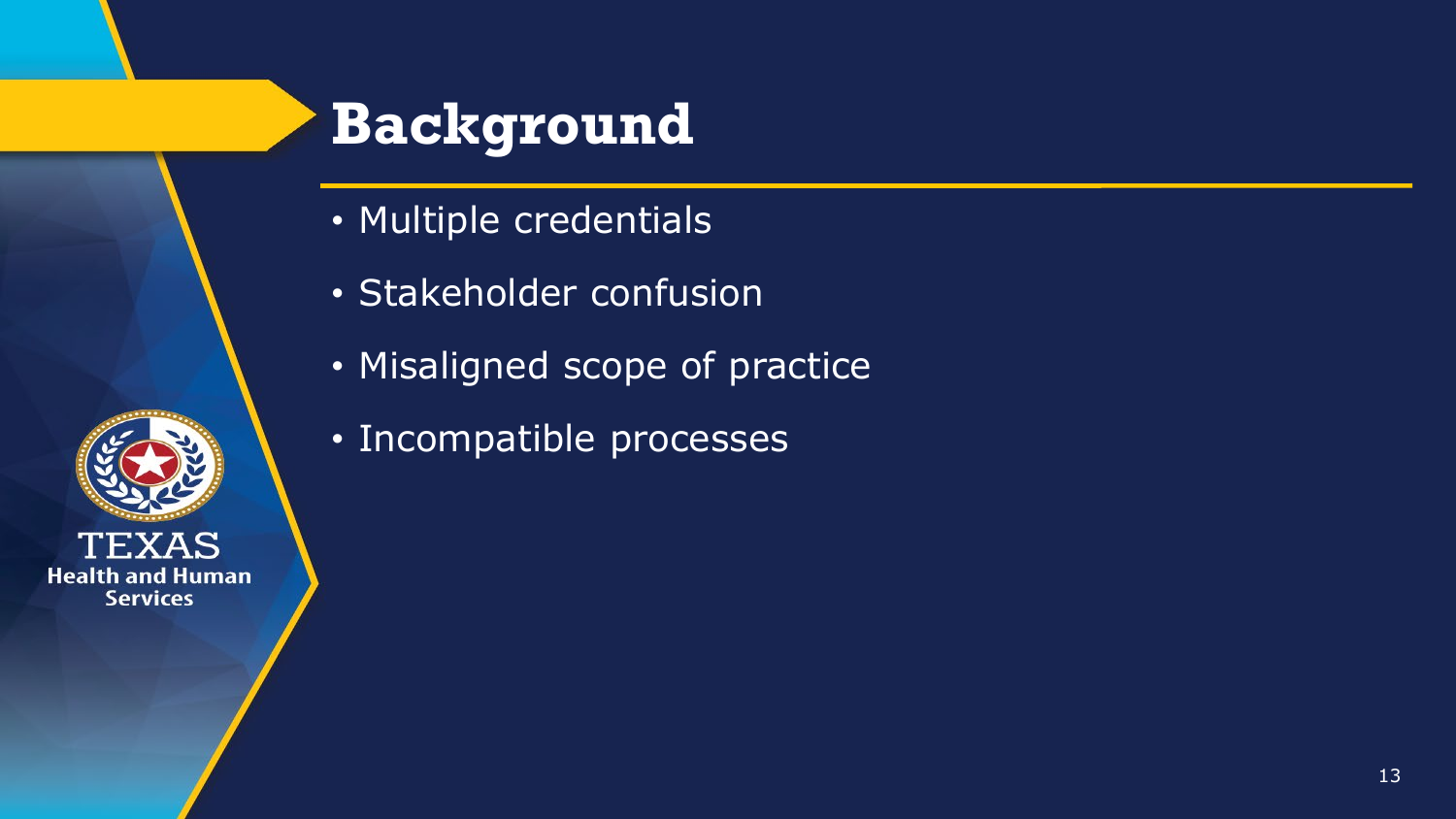# Background

- Multiple credentials
- Stakeholder confusion
- Misaligned scope of practice
- Incompatible processes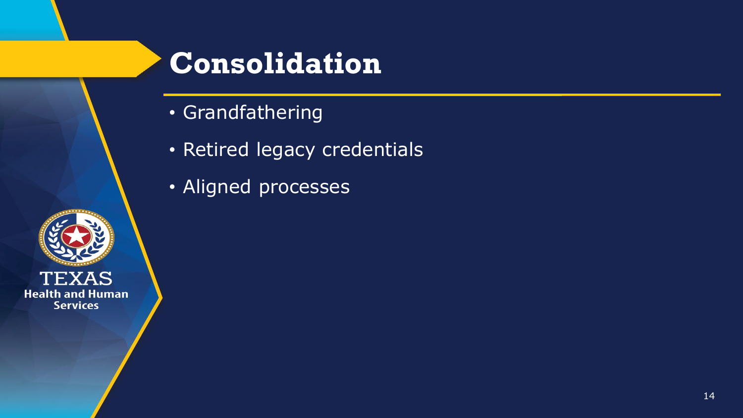# Consolidation

- Grandfathering
- Retired legacy credentials
- Aligned processes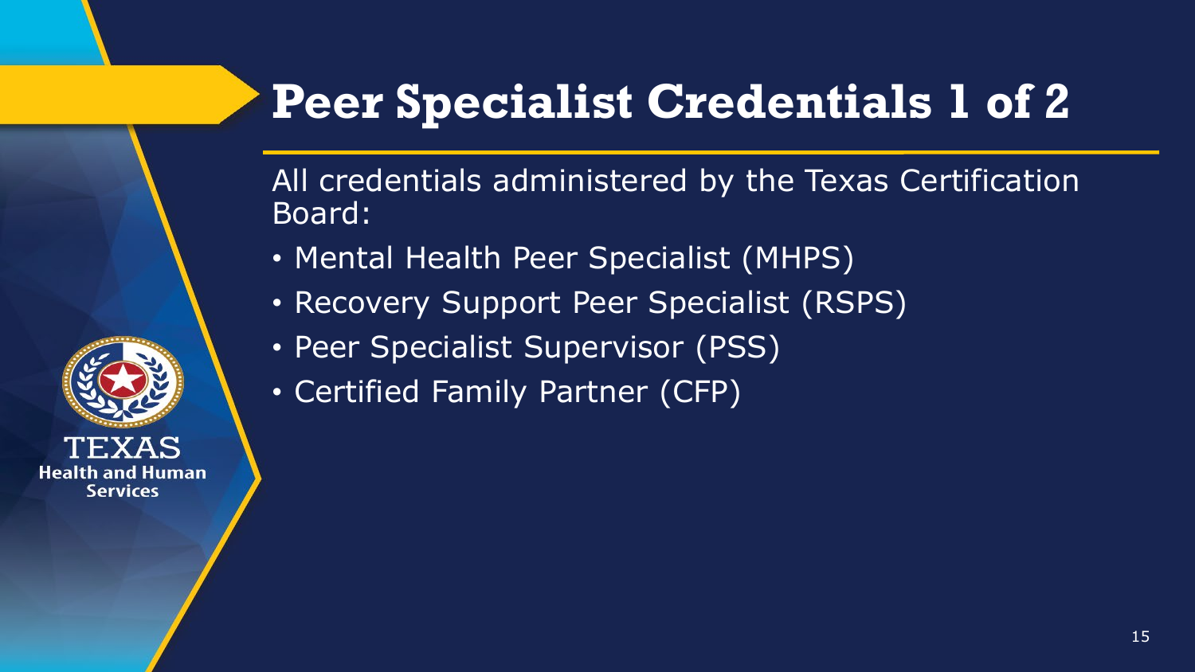# Peer Specialist Credentials 1 of 2

All credentials administered by the Texas Certification Board:

- Mental Health Peer Specialist (MHPS)
- Recovery Support Peer Specialist (RSPS)
- Peer Specialist Supervisor (PSS)
- Certified Family Partner (CFP)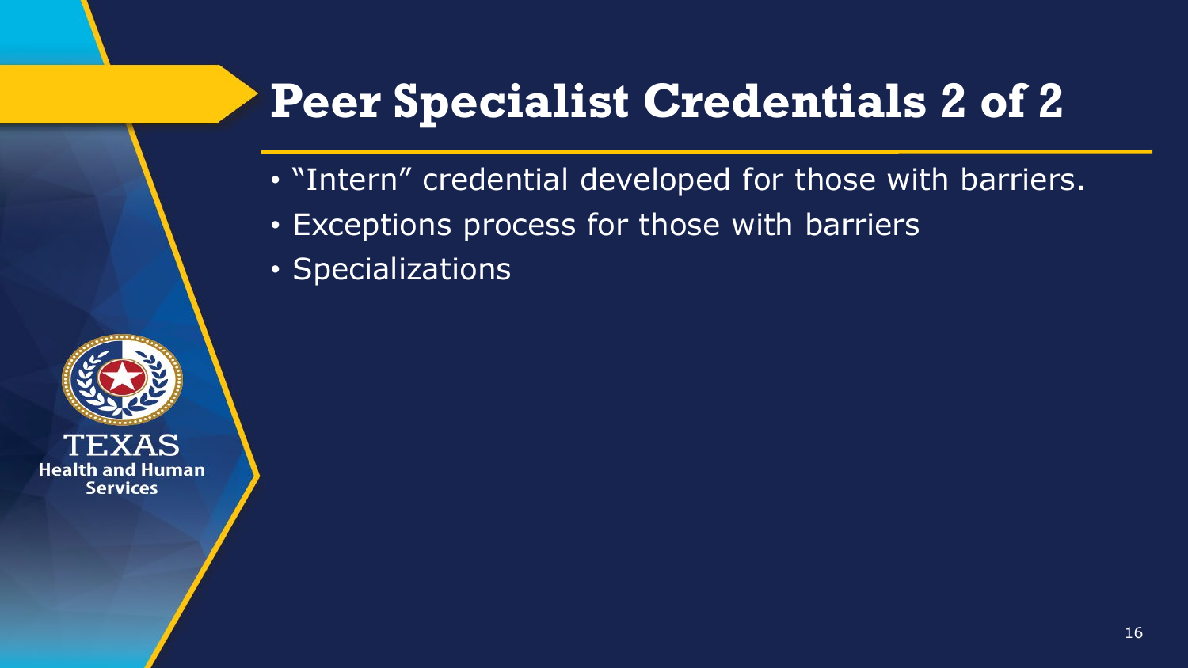# Peer Specialist Credentials 2 of 2

- "Intern" credential developed for those with barriers.
- Exceptions process for those with barriers
- Specializations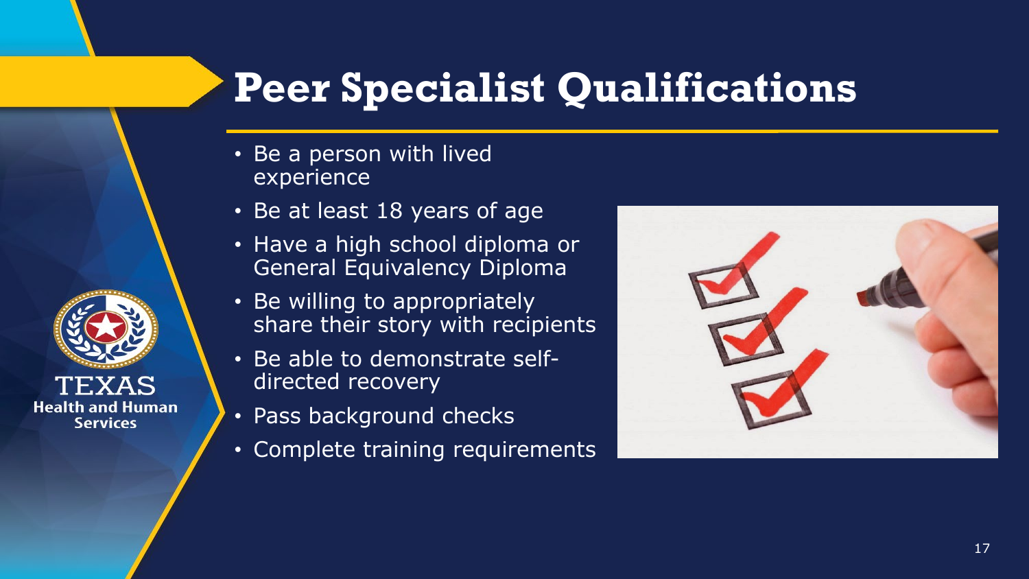# Peer Specialist Qualifications

- Be a person with lived experience
- Be at least 18 years of age
- Have a high school diploma or General Equivalency Diploma
- Be willing to appropriately share their story with recipients
- Be able to demonstrate self-directed recovery
- Pass background checks
- Complete training requirements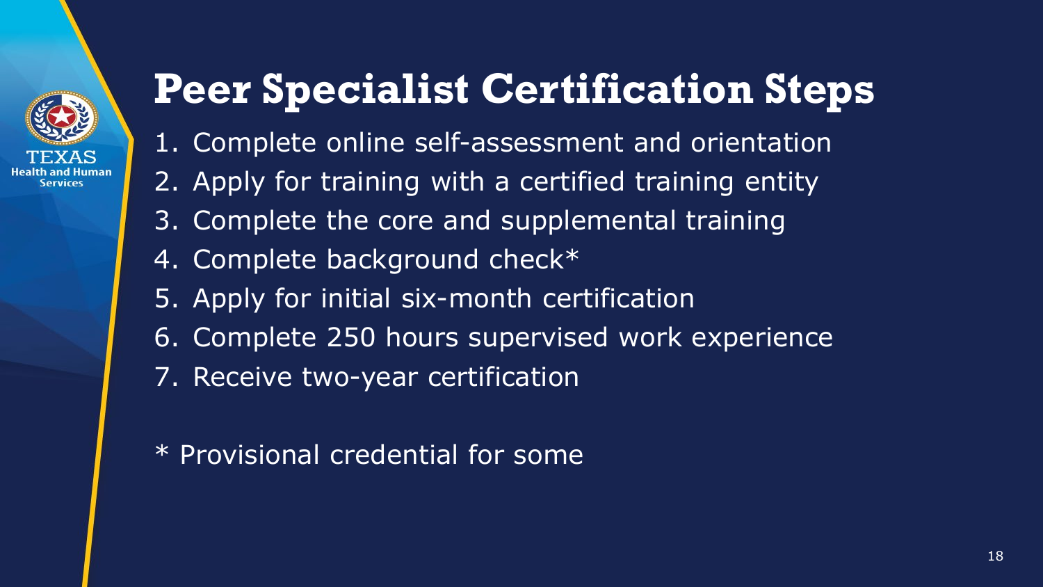# Peer Specialist Certification Steps

1. Complete online self-assessment and orientation
2. Apply for training with a certified training entity
3. Complete the core and supplemental training
4. Complete background check*
5. Apply for initial six-month certification
6. Complete 250 hours supervised work experience
7. Receive two-year certification

\* Provisional credential for some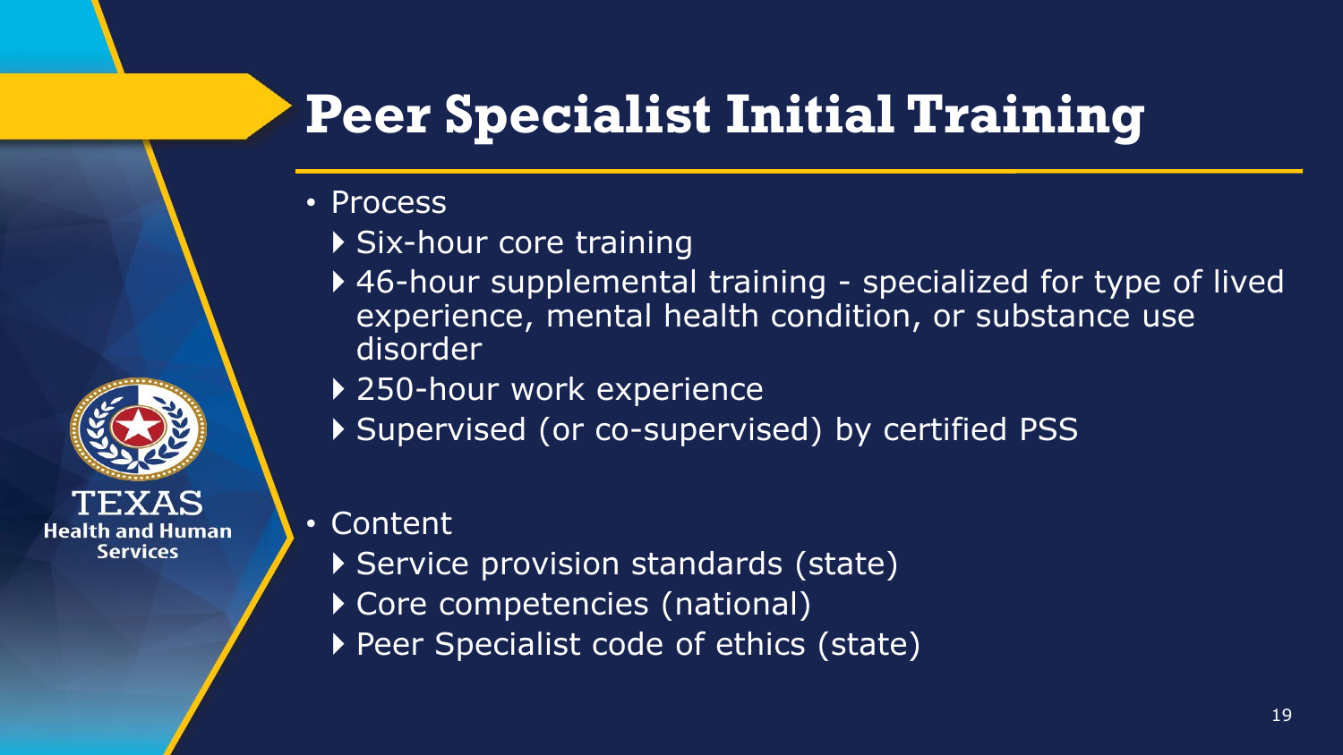# Peer Specialist Initial Training

- Process
  - Six-hour core training
  - 46-hour supplemental training - specialized for type of lived experience, mental health condition, or substance use disorder
  - 250-hour work experience
  - Supervised (or co-supervised) by certified PSS
- Content
  - Service provision standards (state)
  - Core competencies (national)
  - Peer Specialist code of ethics (state)

TEXAS Health and Human Services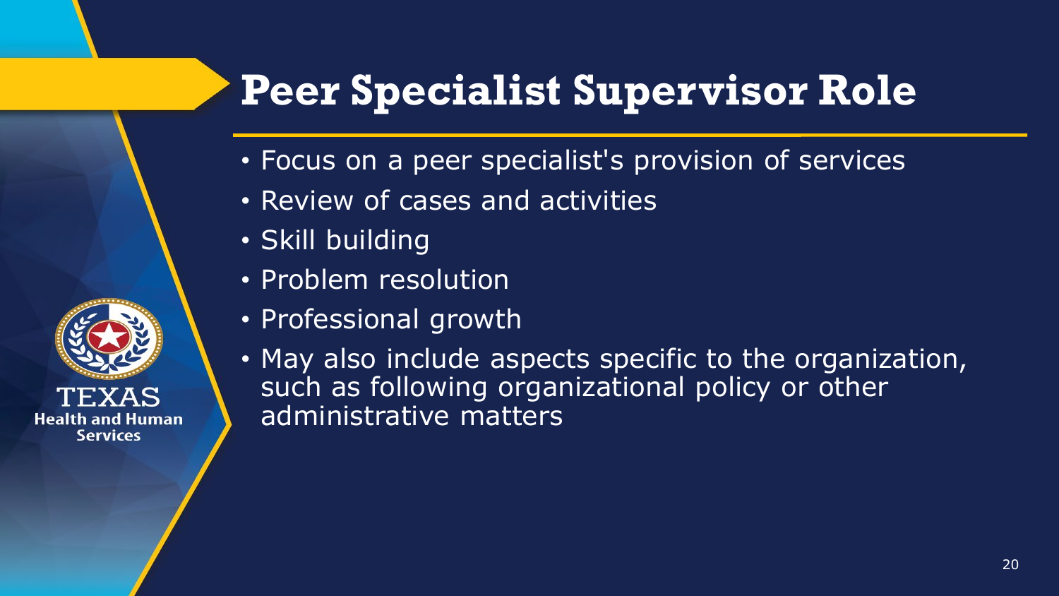# Peer Specialist Supervisor Role

- Focus on a peer specialist's provision of services
- Review of cases and activities
- Skill building
- Problem resolution
- Professional growth
- May also include aspects specific to the organization, such as following organizational policy or other administrative matters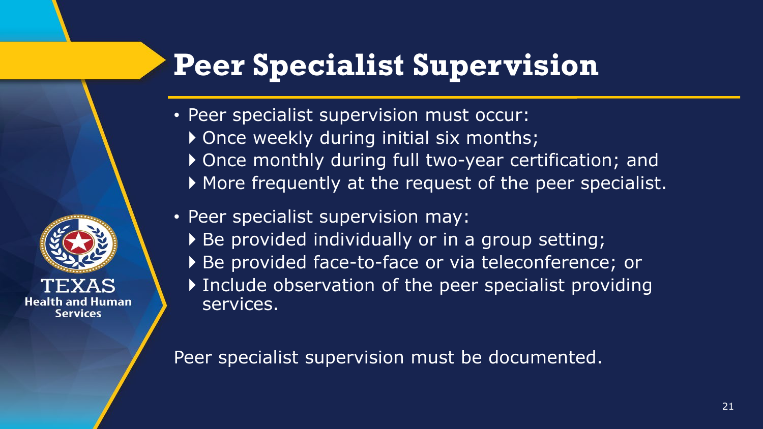# Peer Specialist Supervision

- Peer specialist supervision must occur:
  - Once weekly during initial six months;
  - Once monthly during full two-year certification; and
  - More frequently at the request of the peer specialist.
- Peer specialist supervision may:
  - Be provided individually or in a group setting;
  - Be provided face-to-face or via teleconference; or
  - Include observation of the peer specialist providing services.

Peer specialist supervision must be documented.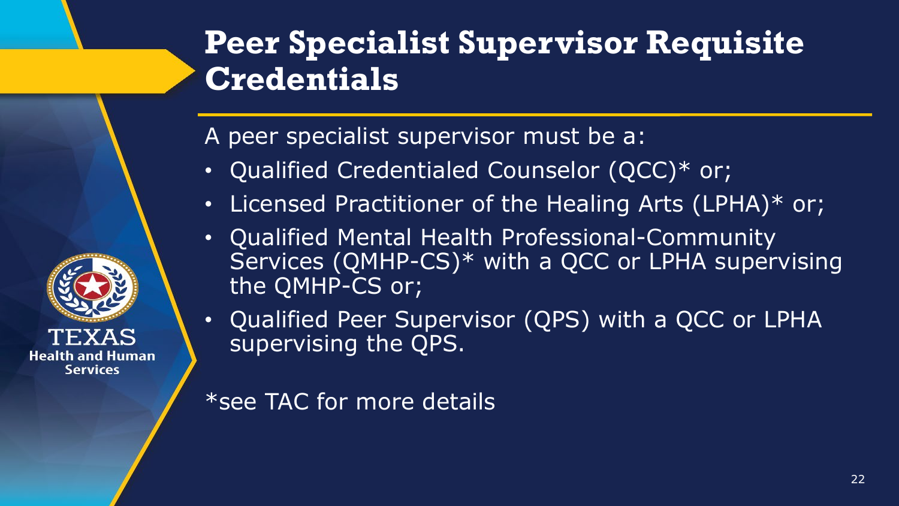# Peer Specialist Supervisor Requisite Credentials

A peer specialist supervisor must be a:

- Qualified Credentialed Counselor (QCC)* or;
- Licensed Practitioner of the Healing Arts (LPHA)* or;
- Qualified Mental Health Professional-Community Services (QMHP-CS)* with a QCC or LPHA supervising the QMHP-CS or;
- Qualified Peer Supervisor (QPS) with a QCC or LPHA supervising the QPS.

*see TAC for more details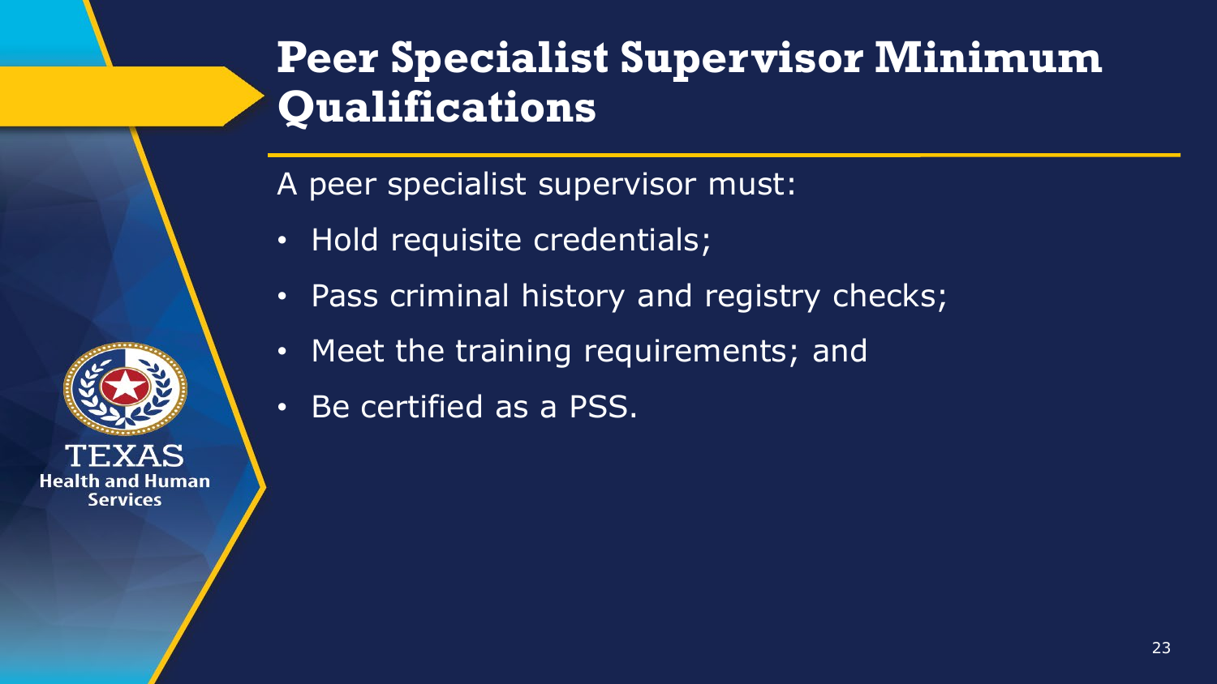# Peer Specialist Supervisor Minimum Qualifications

A peer specialist supervisor must:

- Hold requisite credentials;
- Pass criminal history and registry checks;
- Meet the training requirements; and
- Be certified as a PSS.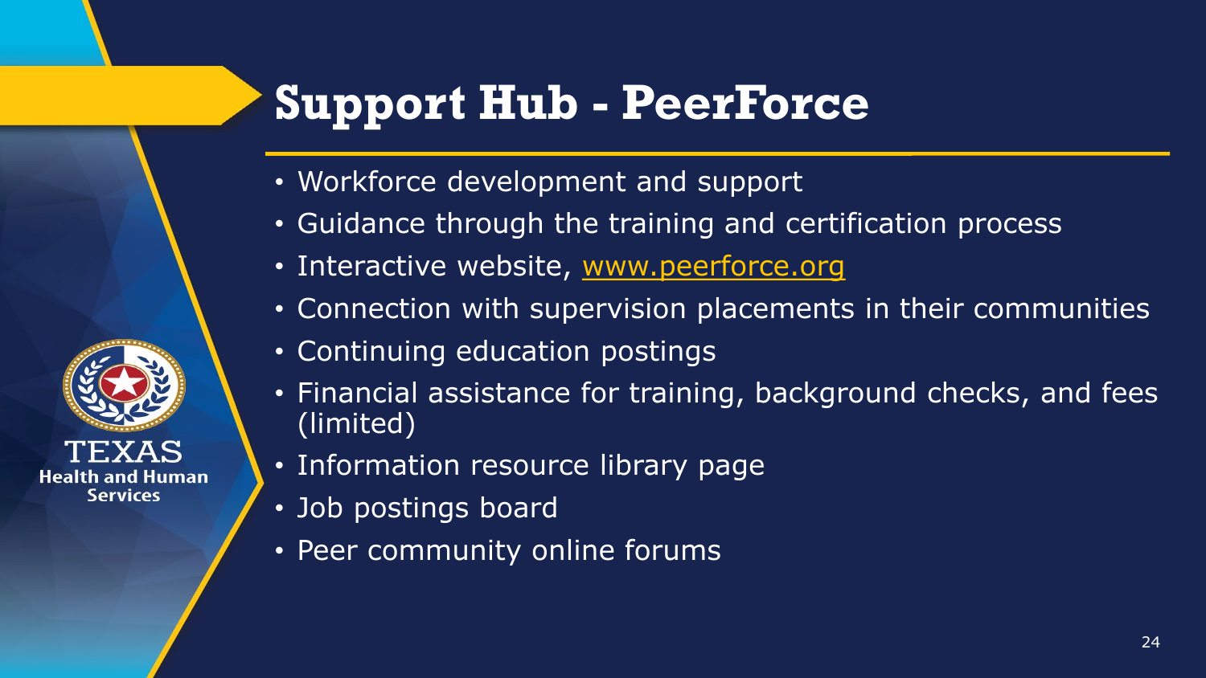# Support Hub - PeerForce

- Workforce development and support
- Guidance through the training and certification process
- Interactive website, [www.peerforce.org](http://www.peerforce.org)
- Connection with supervision placements in their communities
- Continuing education postings
- Financial assistance for training, background checks, and fees (limited)
- Information resource library page
- Job postings board
- Peer community online forums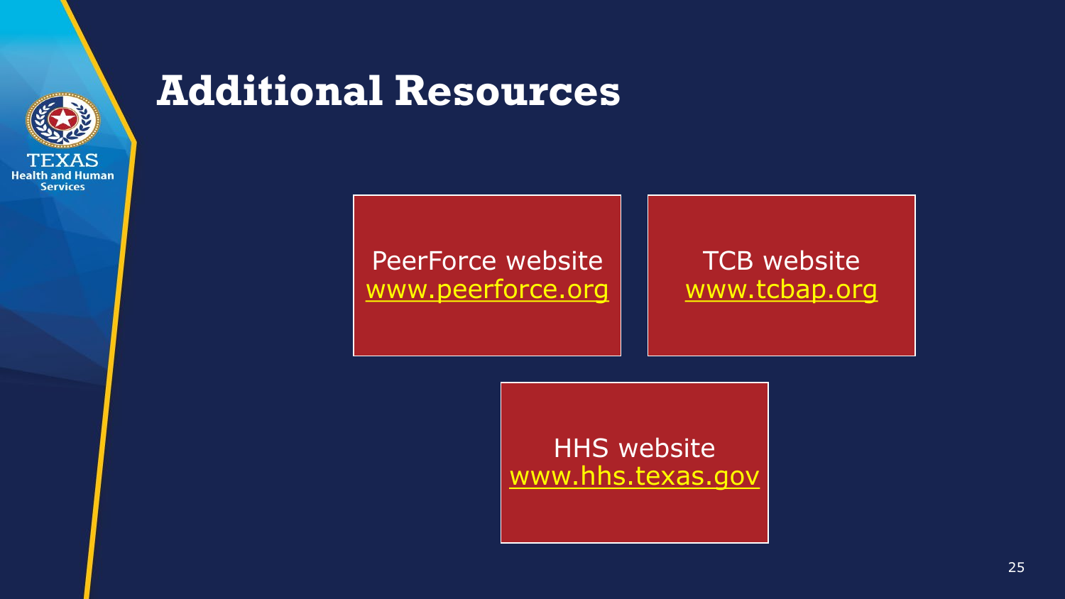# Additional Resources

PeerForce website
www.peerforce.org

TCB website
www.tcbap.org

HHS website
www.hhs.texas.gov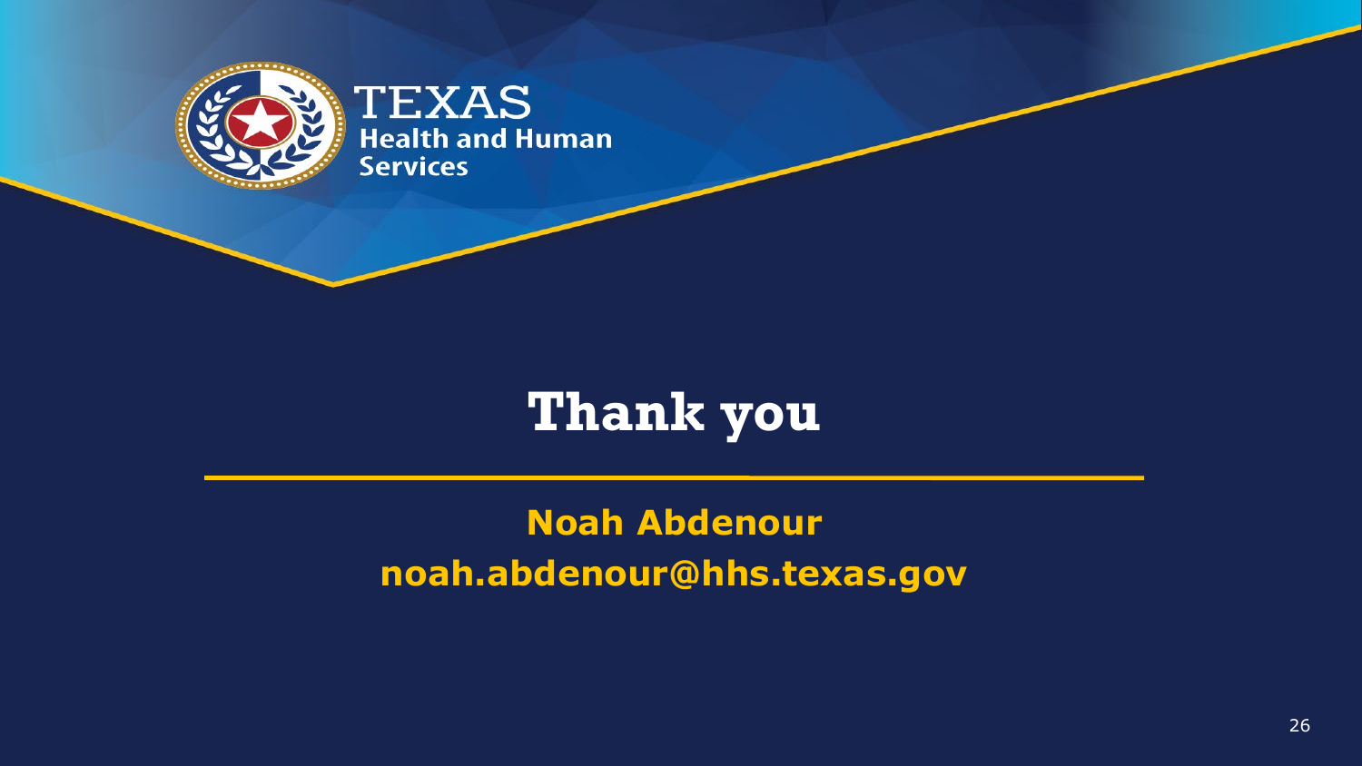# Thank you

**Noah Abdenour**

**noah.abdenour@hhs.texas.gov**